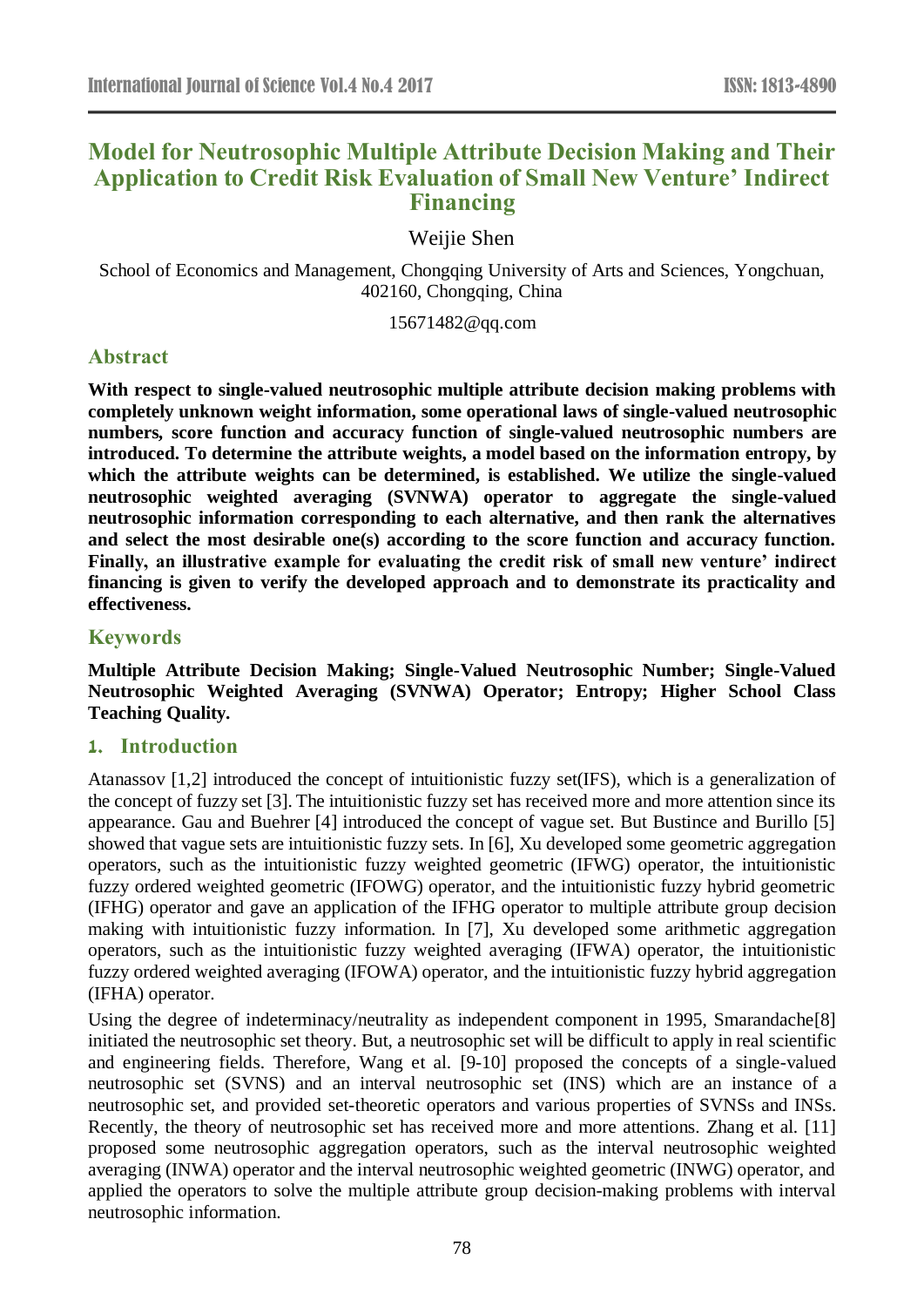# Model for Neutrosophic Multiple Attribute Decision Making and Their Application to Credit Risk Evaluation of Small New Venture' Indirect Financing

Weijie Shen

School of Economics and Management, Chongqing University of Arts and Sciences, Yongchuan, 402160, Chongqing, China

15671482@qq.com

## Abstract

**With respect to single-valued neutrosophic multiple attribute decision making problems with completely unknown weight information, some operational laws of single-valued neutrosophic numbers, score function and accuracy function of single-valued neutrosophic numbers are introduced. To determine the attribute weights, a model based on the information entropy, by which the attribute weights can be determined, is established. We utilize the single-valued neutrosophic weighted averaging (SVNWA) operator to aggregate the single-valued neutrosophic information corresponding to each alternative, and then rank the alternatives and select the most desirable one(s) according to the score function and accuracy function. Finally, an illustrative example for evaluating the credit risk of small new venture' indirect financing is given to verify the developed approach and to demonstrate its practicality and effectiveness.**

## Keywords

**Multiple Attribute Decision Making; Single-Valued Neutrosophic Number; Single-Valued Neutrosophic Weighted Averaging (SVNWA) Operator; Entropy; Higher School Class Teaching Quality.**

## 1. Introduction

Atanassov [1,2] introduced the concept of intuitionistic fuzzy set(IFS), which is a generalization of the concept of fuzzy set [3]. The intuitionistic fuzzy set has received more and more attention since its appearance. Gau and Buehrer [4] introduced the concept of vague set. But Bustince and Burillo [5] showed that vague sets are intuitionistic fuzzy sets. In [6], Xu developed some geometric aggregation operators, such as the intuitionistic fuzzy weighted geometric (IFWG) operator, the intuitionistic fuzzy ordered weighted geometric (IFOWG) operator, and the intuitionistic fuzzy hybrid geometric (IFHG) operator and gave an application of the IFHG operator to multiple attribute group decision making with intuitionistic fuzzy information. In [7], Xu developed some arithmetic aggregation operators, such as the intuitionistic fuzzy weighted averaging (IFWA) operator, the intuitionistic fuzzy ordered weighted averaging (IFOWA) operator, and the intuitionistic fuzzy hybrid aggregation (IFHA) operator.

Using the degree of indeterminacy/neutrality as independent component in 1995, Smarandache[8] initiated the neutrosophic set theory. But, a neutrosophic set will be difficult to apply in real scientific and engineering fields. Therefore, Wang et al. [9-10] proposed the concepts of a single-valued neutrosophic set (SVNS) and an interval neutrosophic set (INS) which are an instance of a neutrosophic set, and provided set-theoretic operators and various properties of SVNSs and INSs. Recently, the theory of neutrosophic set has received more and more attentions. Zhang et al. [11] proposed some neutrosophic aggregation operators, such as the interval neutrosophic weighted averaging (INWA) operator and the interval neutrosophic weighted geometric (INWG) operator, and applied the operators to solve the multiple attribute group decision-making problems with interval neutrosophic information.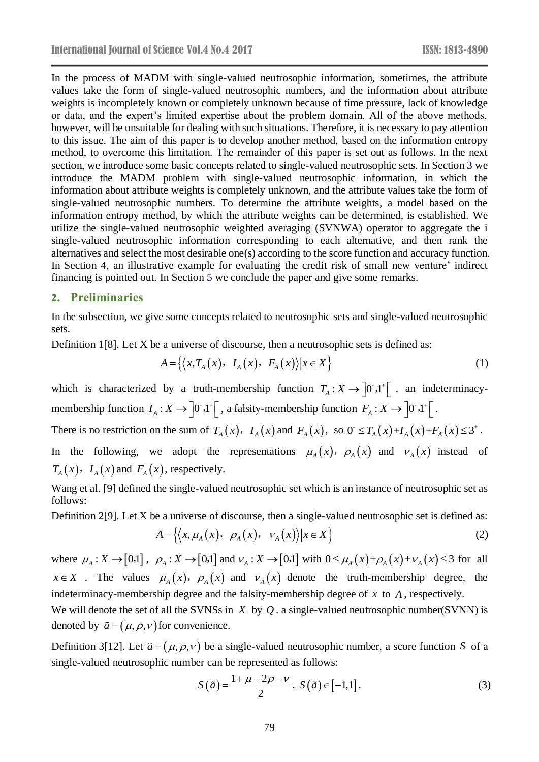In the process of MADM with single-valued neutrosophic information, sometimes, the attribute values take the form of single-valued neutrosophic numbers, and the information about attribute weights is incompletely known or completely unknown because of time pressure, lack of knowledge or data, and the expert's limited expertise about the problem domain. All of the above methods, however, will be unsuitable for dealing with such situations. Therefore, it is necessary to pay attention to this issue. The aim of this paper is to develop another method, based on the information entropy method, to overcome this limitation. The remainder of this paper is set out as follows. In the next section, we introduce some basic concepts related to single-valued neutrosophic sets. In Section 3 we introduce the MADM problem with single-valued neutrosophic information, in which the information about attribute weights is completely unknown, and the attribute values take the form of single-valued neutrosophic numbers. To determine the attribute weights, a model based on the information entropy method, by which the attribute weights can be determined, is established. We utilize the single-valued neutrosophic weighted averaging (SVNWA) operator to aggregate the i single-valued neutrosophic information corresponding to each alternative, and then rank the alternatives and select the most desirable one(s) according to the score function and accuracy function. In Section 4, an illustrative example for evaluating the credit risk of small new venture' indirect financing is pointed out. In Section 5 we conclude the paper and give some remarks.

## 2. Preliminaries

In the subsection, we give some concepts related to neutrosophic sets and single-valued neutrosophic sets.

Definition 1[8]. Let X be a universe of discourse, then a neutrosophic sets is defined as:

$$A=\left\{\left\langle x,T_A(x),\ I_A(x),\ F_A(x)\right\rangle \middle| x\in X\right\} \tag{1}$$

which is characterized by a truth-membership function $T_A: X\to \left]0^-,1^+\right[$, an indeterminacy-membership function $I_A: X\to \left]0^-,1^+\right[$, a falsity-membership function $F_A: X\to \left]0^-,1^+\right[$.

There is no restriction on the sum of $T_A(x)$, $I_A(x)$ and $F_A(x)$, so $0^-\le T_A(x)+I_A(x)+F_A(x)\le 3^+$.

In the following, we adopt the representations $\mu_A(x)$, $\rho_A(x)$ and $\nu_A(x)$ instead of $T_A(x)$, $I_A(x)$ and $F_A(x)$, respectively.

Wang et al. [9] defined the single-valued neutrosophic set which is an instance of neutrosophic set as follows:

Definition 2[9]. Let X be a universe of discourse, then a single-valued neutrosophic set is defined as:

$$A=\left\{\left\langle x,\mu_A(x),\ \rho_A(x),\ \nu_A(x)\right\rangle \middle| x\in X\right\} \tag{2}$$

where $\mu_A: X\to[0,1]$, $\rho_A: X\to[0,1]$ and $\nu_A: X\to[0,1]$ with $0\le \mu_A(x)+\rho_A(x)+\nu_A(x)\le 3$ for all $x\in X$. The values $\mu_A(x)$, $\rho_A(x)$ and $\nu_A(x)$ denote the truth-membership degree, the indeterminacy-membership degree and the falsity-membership degree of $x$ to $A$, respectively.

We will denote the set of all the SVNSs in $X$ by $Q$. a single-valued neutrosophic number(SVNN) is denoted by $\tilde{a}=(\mu,\rho,\nu)$ for convenience.

Definition 3[12]. Let $\tilde{a}=(\mu,\rho,\nu)$ be a single-valued neutrosophic number, a score function $S$ of a single-valued neutrosophic number can be represented as follows:

$$S(\tilde{a})=\frac{1+\mu-2\rho-\nu}{2},\ S(\tilde{a})\in[-1,1]. \tag{3}$$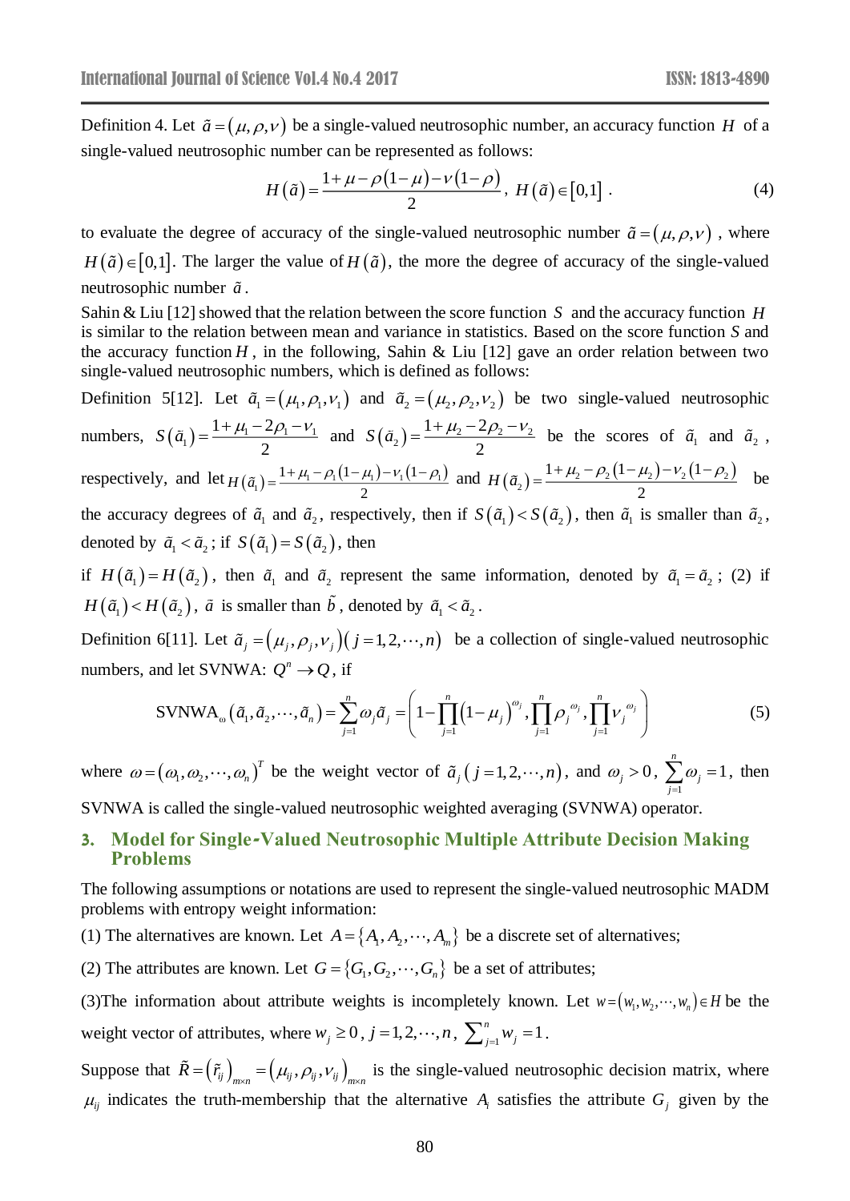Definition 4. Let $\tilde{a}=(\mu,\rho,\nu)$ be a single-valued neutrosophic number, an accuracy function $H$ of a single-valued neutrosophic number can be represented as follows:

$$H(\tilde{a})=\frac{1+\mu-\rho(1-\mu)-\nu(1-\rho)}{2},\ H(\tilde{a})\in[0,1]\ . \tag{4}$$

to evaluate the degree of accuracy of the single-valued neutrosophic number $\tilde{a}=(\mu,\rho,\nu)$, where $H(\tilde{a})\in[0,1]$. The larger the value of $H(\tilde{a})$, the more the degree of accuracy of the single-valued neutrosophic number $\tilde{a}$.

Sahin & Liu [12] showed that the relation between the score function $S$ and the accuracy function $H$ is similar to the relation between mean and variance in statistics. Based on the score function $S$ and the accuracy function $H$, in the following, Sahin & Liu [12] gave an order relation between two single-valued neutrosophic numbers, which is defined as follows:

Definition 5[12]. Let $\tilde{a}_1=(\mu_1,\rho_1,\nu_1)$ and $\tilde{a}_2=(\mu_2,\rho_2,\nu_2)$ be two single-valued neutrosophic numbers, $S(\tilde{a}_1)=\frac{1+\mu_1-2\rho_1-\nu_1}{2}$ and $S(\tilde{a}_2)=\frac{1+\mu_2-2\rho_2-\nu_2}{2}$ be the scores of $\tilde{a}_1$ and $\tilde{a}_2$, respectively, and let $H(\tilde{a}_1)=\frac{1+\mu_1-\rho_1(1-\mu_1)-\nu_1(1-\rho_1)}{2}$ and $H(\tilde{a}_2)=\frac{1+\mu_2-\rho_2(1-\mu_2)-\nu_2(1-\rho_2)}{2}$ be the accuracy degrees of $\tilde{a}_1$ and $\tilde{a}_2$, respectively, then if $S(\tilde{a}_1)<S(\tilde{a}_2)$, then $\tilde{a}_1$ is smaller than $\tilde{a}_2$, denoted by $\tilde{a}_1<\tilde{a}_2$; if $S(\tilde{a}_1)=S(\tilde{a}_2)$, then

if $H(\tilde{a}_1)=H(\tilde{a}_2)$, then $\tilde{a}_1$ and $\tilde{a}_2$ represent the same information, denoted by $\tilde{a}_1=\tilde{a}_2$; (2) if $H(\tilde{a}_1)<H(\tilde{a}_2)$, $\tilde{a}$ is smaller than $\tilde{b}$, denoted by $\tilde{a}_1<\tilde{a}_2$.

Definition 6[11]. Let $\tilde{a}_j=(\mu_j,\rho_j,\nu_j)\,(j=1,2,\cdots,n)$ be a collection of single-valued neutrosophic numbers, and let SVNWA: $Q^n\rightarrow Q$, if

$$\text{SVNWA}_\omega(\tilde{a}_1,\tilde{a}_2,\cdots,\tilde{a}_n)=\sum_{j=1}^{n}\omega_j\tilde{a}_j=\left(1-\prod_{j=1}^{n}(1-\mu_j)^{\omega_j},\prod_{j=1}^{n}\rho_j^{\ \omega_j},\prod_{j=1}^{n}\nu_j^{\ \omega_j}\right) \tag{5}$$

where $\omega=(\omega_1,\omega_2,\cdots,\omega_n)^T$ be the weight vector of $\tilde{a}_j\,(j=1,2,\cdots,n)$, and $\omega_j>0$, $\sum_{j=1}^{n}\omega_j=1$, then SVNWA is called the single-valued neutrosophic weighted averaging (SVNWA) operator.

## 3. Model for Single-Valued Neutrosophic Multiple Attribute Decision Making Problems

The following assumptions or notations are used to represent the single-valued neutrosophic MADM problems with entropy weight information:

(1) The alternatives are known. Let $A=\{A_1,A_2,\cdots,A_m\}$ be a discrete set of alternatives;

(2) The attributes are known. Let $G=\{G_1,G_2,\cdots,G_n\}$ be a set of attributes;

(3)The information about attribute weights is incompletely known. Let $w=(w_1,w_2,\cdots,w_n)\in H$ be the weight vector of attributes, where $w_j\geq 0$, $j=1,2,\cdots,n$, $\sum_{j=1}^{n}w_j=1$.

Suppose that $\tilde{R}=(\tilde{r}_{ij})_{m\times n}=(\mu_{ij},\rho_{ij},\nu_{ij})_{m\times n}$ is the single-valued neutrosophic decision matrix, where $\mu_{ij}$ indicates the truth-membership that the alternative $A_i$ satisfies the attribute $G_j$ given by the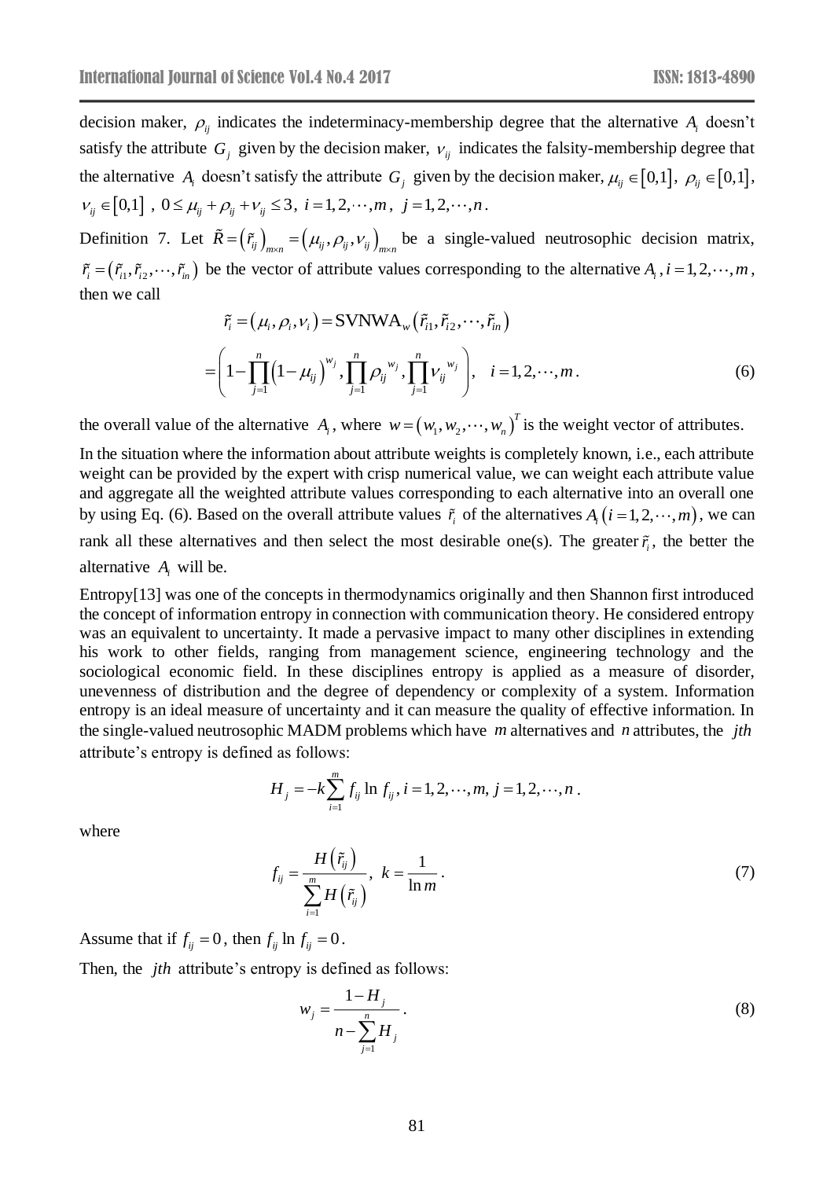decision maker, $\rho_{ij}$ indicates the indeterminacy-membership degree that the alternative $A_i$ doesn't satisfy the attribute $G_j$ given by the decision maker, $\nu_{ij}$ indicates the falsity-membership degree that the alternative $A_i$ doesn't satisfy the attribute $G_j$ given by the decision maker, $\mu_{ij} \in [0,1]$, $\rho_{ij} \in [0,1]$, $\nu_{ij} \in [0,1]$, $0 \le \mu_{ij} + \rho_{ij} + \nu_{ij} \le 3$, $i = 1, 2, \cdots, m$, $j = 1, 2, \cdots, n$.

Definition 7. Let $\tilde{R} = (\tilde{r}_{ij})_{m \times n} = (\mu_{ij}, \rho_{ij}, \nu_{ij})_{m \times n}$ be a single-valued neutrosophic decision matrix, $\tilde{r}_i = (\tilde{r}_{i1}, \tilde{r}_{i2}, \cdots, \tilde{r}_{in})$ be the vector of attribute values corresponding to the alternative $A_i$, $i = 1, 2, \cdots, m$, then we call

$$\tilde{r}_i = (\mu_i, \rho_i, \nu_i) = \text{SVNWA}_w(\tilde{r}_{i1}, \tilde{r}_{i2}, \cdots, \tilde{r}_{in})$$

$$= \left(1 - \prod_{j=1}^{n} (1 - \mu_{ij})^{w_j}, \prod_{j=1}^{n} \rho_{ij}^{\ w_j}, \prod_{j=1}^{n} \nu_{ij}^{\ w_j}\right), \quad i = 1, 2, \cdots, m. \tag{6}$$

the overall value of the alternative $A_i$, where $w = (w_1, w_2, \cdots, w_n)^T$ is the weight vector of attributes.

In the situation where the information about attribute weights is completely known, i.e., each attribute weight can be provided by the expert with crisp numerical value, we can weight each attribute value and aggregate all the weighted attribute values corresponding to each alternative into an overall one by using Eq. (6). Based on the overall attribute values $\tilde{r}_i$ of the alternatives $A_i\,(i = 1, 2, \cdots, m)$, we can rank all these alternatives and then select the most desirable one(s). The greater $\tilde{r}_i$, the better the alternative $A_i$ will be.

Entropy[13] was one of the concepts in thermodynamics originally and then Shannon first introduced the concept of information entropy in connection with communication theory. He considered entropy was an equivalent to uncertainty. It made a pervasive impact to many other disciplines in extending his work to other fields, ranging from management science, engineering technology and the sociological economic field. In these disciplines entropy is applied as a measure of disorder, unevenness of distribution and the degree of dependency or complexity of a system. Information entropy is an ideal measure of uncertainty and it can measure the quality of effective information. In the single-valued neutrosophic MADM problems which have $m$ alternatives and $n$ attributes, the $jth$ attribute's entropy is defined as follows:

$$H_j = -k \sum_{i=1}^{m} f_{ij} \ln f_{ij}, i = 1, 2, \cdots, m, j = 1, 2, \cdots, n.$$

where

$$f_{ij} = \frac{H(\tilde{r}_{ij})}{\sum_{i=1}^{m} H(\tilde{r}_{ij})}, \ k = \frac{1}{\ln m}. \tag{7}$$

Assume that if $f_{ij} = 0$, then $f_{ij} \ln f_{ij} = 0$.

Then, the $jth$ attribute's entropy is defined as follows:

$$w_j = \frac{1 - H_j}{n - \sum_{j=1}^{n} H_j}. \tag{8}$$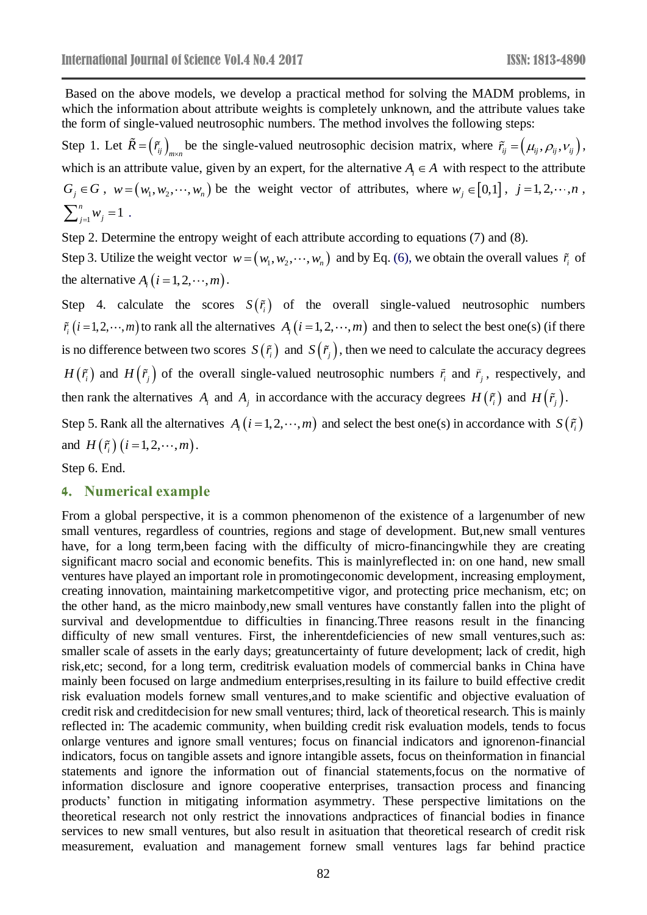Based on the above models, we develop a practical method for solving the MADM problems, in which the information about attribute weights is completely unknown, and the attribute values take the form of single-valued neutrosophic numbers. The method involves the following steps:

Step 1. Let $\tilde{R}=\left(\tilde{r}_{ij}\right)_{m\times n}$ be the single-valued neutrosophic decision matrix, where $\tilde{r}_{ij}=\left(\mu_{ij},\rho_{ij},\nu_{ij}\right)$, which is an attribute value, given by an expert, for the alternative $A_i \in A$ with respect to the attribute $G_j \in G$, $w=\left(w_1,w_2,\cdots,w_n\right)$ be the weight vector of attributes, where $w_j \in [0,1]$, $j=1,2,\cdots,n$, $\sum_{j=1}^{n} w_j = 1$.

Step 2. Determine the entropy weight of each attribute according to equations (7) and (8).

Step 3. Utilize the weight vector $w=\left(w_1,w_2,\cdots,w_n\right)$ and by Eq. (6), we obtain the overall values $\tilde{r}_i$ of the alternative $A_i\left(i=1,2,\cdots,m\right)$.

Step 4. calculate the scores $S\left(\tilde{r}_i\right)$ of the overall single-valued neutrosophic numbers $\tilde{r}_i\left(i=1,2,\cdots,m\right)$ to rank all the alternatives $A_i\left(i=1,2,\cdots,m\right)$ and then to select the best one(s) (if there is no difference between two scores $S\left(\tilde{r}_i\right)$ and $S\left(\tilde{r}_j\right)$, then we need to calculate the accuracy degrees $H\left(\tilde{r}_i\right)$ and $H\left(\tilde{r}_j\right)$ of the overall single-valued neutrosophic numbers $\tilde{r}_i$ and $\tilde{r}_j$, respectively, and then rank the alternatives $A_i$ and $A_j$ in accordance with the accuracy degrees $H\left(\tilde{r}_i\right)$ and $H\left(\tilde{r}_j\right)$.

Step 5. Rank all the alternatives $A_i\left(i=1,2,\cdots,m\right)$ and select the best one(s) in accordance with $S\left(\tilde{r}_i\right)$ and $H\left(\tilde{r}_i\right)\left(i=1,2,\cdots,m\right)$.

Step 6. End.

## 4. Numerical example

From a global perspective, it is a common phenomenon of the existence of a largenumber of new small ventures, regardless of countries, regions and stage of development. But,new small ventures have, for a long term,been facing with the difficulty of micro-financingwhile they are creating significant macro social and economic benefits. This is mainlyreflected in: on one hand, new small ventures have played an important role in promotingeconomic development, increasing employment, creating innovation, maintaining marketcompetitive vigor, and protecting price mechanism, etc; on the other hand, as the micro mainbody,new small ventures have constantly fallen into the plight of survival and developmentdue to difficulties in financing.Three reasons result in the financing difficulty of new small ventures. First, the inherentdeficiencies of new small ventures,such as: smaller scale of assets in the early days; greatuncertainty of future development; lack of credit, high risk,etc; second, for a long term, creditrisk evaluation models of commercial banks in China have mainly been focused on large andmedium enterprises,resulting in its failure to build effective credit risk evaluation models fornew small ventures,and to make scientific and objective evaluation of credit risk and creditdecision for new small ventures; third, lack of theoretical research. This is mainly reflected in: The academic community, when building credit risk evaluation models, tends to focus onlarge ventures and ignore small ventures; focus on financial indicators and ignorenon-financial indicators, focus on tangible assets and ignore intangible assets, focus on theinformation in financial statements and ignore the information out of financial statements,focus on the normative of information disclosure and ignore cooperative enterprises, transaction process and financing products' function in mitigating information asymmetry. These perspective limitations on the theoretical research not only restrict the innovations andpractices of financial bodies in finance services to new small ventures, but also result in asituation that theoretical research of credit risk measurement, evaluation and management fornew small ventures lags far behind practice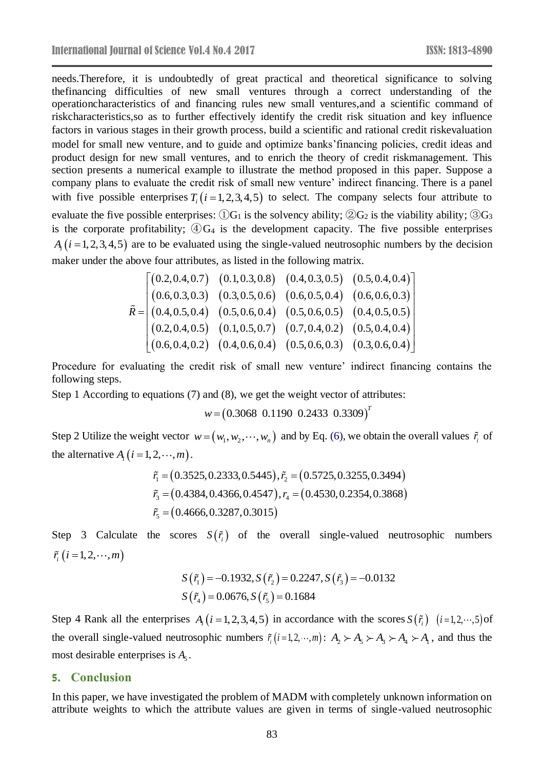needs.Therefore, it is undoubtedly of great practical and theoretical significance to solving thefinancing difficulties of new small ventures through a correct understanding of the operationcharacteristics of and financing rules new small ventures,and a scientific command of riskcharacteristics,so as to further effectively identify the credit risk situation and key influence factors in various stages in their growth process, build a scientific and rational credit riskevaluation model for small new venture, and to guide and optimize banks'financing policies, credit ideas and product design for new small ventures, and to enrich the theory of credit riskmanagement. This section presents a numerical example to illustrate the method proposed in this paper. Suppose a company plans to evaluate the credit risk of small new venture' indirect financing. There is a panel with five possible enterprises $T_i\,(i=1,2,3,4,5)$ to select. The company selects four attribute to evaluate the five possible enterprises: ①$G_1$ is the solvency ability; ②$G_2$ is the viability ability; ③$G_3$ is the corporate profitability; ④$G_4$ is the development capacity. The five possible enterprises $A_i\,(i=1,2,3,4,5)$ are to be evaluated using the single-valued neutrosophic numbers by the decision maker under the above four attributes, as listed in the following matrix.

$$\tilde{R}=\begin{bmatrix}(0.2,0.4,0.7) & (0.1,0.3,0.8) & (0.4,0.3,0.5) & (0.5,0.4,0.4)\\ (0.6,0.3,0.3) & (0.3,0.5,0.6) & (0.6,0.5,0.4) & (0.6,0.6,0.3)\\ (0.4,0.5,0.4) & (0.5,0.6,0.4) & (0.5,0.6,0.5) & (0.4,0.5,0.5)\\ (0.2,0.4,0.5) & (0.1,0.5,0.7) & (0.7,0.4,0.2) & (0.5,0.4,0.4)\\ (0.6,0.4,0.2) & (0.4,0.6,0.4) & (0.5,0.6,0.3) & (0.3,0.6,0.4)\end{bmatrix}$$

Procedure for evaluating the credit risk of small new venture' indirect financing contains the following steps.

Step 1 According to equations (7) and (8), we get the weight vector of attributes:

$$w=\left(0.3068\ \ 0.1190\ \ 0.2433\ \ 0.3309\right)^T$$

Step 2 Utilize the weight vector $w=(w_1,w_2,\cdots,w_n)$ and by Eq. (6), we obtain the overall values $\tilde{r}_i$ of the alternative $A_i\,(i=1,2,\cdots,m)$.

$$\tilde{r}_1=(0.3525,0.2333,0.5445),\tilde{r}_2=(0.5725,0.3255,0.3494)$$
$$\tilde{r}_3=(0.4384,0.4366,0.4547),r_4=(0.4530,0.2354,0.3868)$$
$$\tilde{r}_5=(0.4666,0.3287,0.3015)$$

Step 3 Calculate the scores $S(\tilde{r}_i)$ of the overall single-valued neutrosophic numbers $\tilde{r}_i\,(i=1,2,\cdots,m)$

$$S(\tilde{r}_1)=-0.1932, S(\tilde{r}_2)=0.2247, S(\tilde{r}_3)=-0.0132$$
$$S(\tilde{r}_4)=0.0676, S(\tilde{r}_5)=0.1684$$

Step 4 Rank all the enterprises $A_i\,(i=1,2,3,4,5)$ in accordance with the scores $S(\tilde{r}_i)$ $(i=1,2,\cdots,5)$ of the overall single-valued neutrosophic numbers $\tilde{r}_i\,(i=1,2,\cdots,m)$: $A_2 \succ A_5 \succ A_3 \succ A_4 \succ A_1$, and thus the most desirable enterprises is $A_5$.

## 5. Conclusion

In this paper, we have investigated the problem of MADM with completely unknown information on attribute weights to which the attribute values are given in terms of single-valued neutrosophic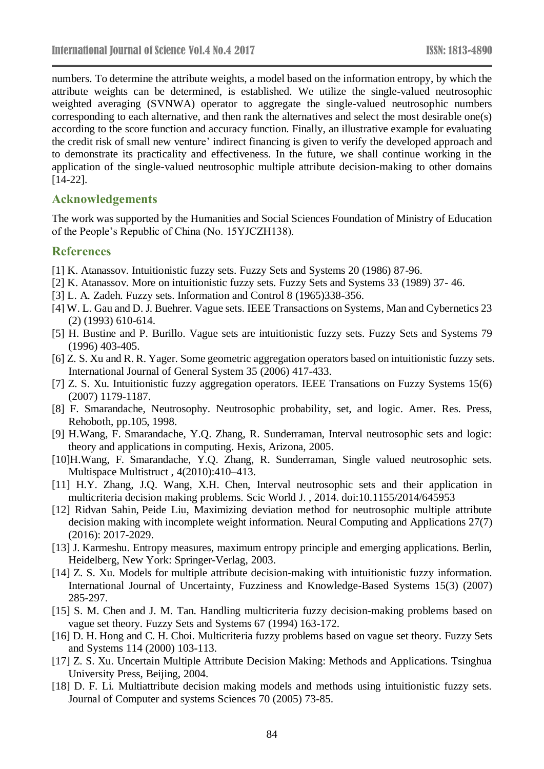numbers. To determine the attribute weights, a model based on the information entropy, by which the attribute weights can be determined, is established. We utilize the single-valued neutrosophic weighted averaging (SVNWA) operator to aggregate the single-valued neutrosophic numbers corresponding to each alternative, and then rank the alternatives and select the most desirable one(s) according to the score function and accuracy function. Finally, an illustrative example for evaluating the credit risk of small new venture' indirect financing is given to verify the developed approach and to demonstrate its practicality and effectiveness. In the future, we shall continue working in the application of the single-valued neutrosophic multiple attribute decision-making to other domains [14-22].

## Acknowledgements

The work was supported by the Humanities and Social Sciences Foundation of Ministry of Education of the People's Republic of China (No. 15YJCZH138).

## References

[1] K. Atanassov. Intuitionistic fuzzy sets. Fuzzy Sets and Systems 20 (1986) 87-96.

[2] K. Atanassov. More on intuitionistic fuzzy sets. Fuzzy Sets and Systems 33 (1989) 37- 46.

[3] L. A. Zadeh. Fuzzy sets. Information and Control 8 (1965)338-356.

[4] W. L. Gau and D. J. Buehrer. Vague sets. IEEE Transactions on Systems, Man and Cybernetics 23 (2) (1993) 610-614.

[5] H. Bustine and P. Burillo. Vague sets are intuitionistic fuzzy sets. Fuzzy Sets and Systems 79 (1996) 403-405.

[6] Z. S. Xu and R. R. Yager. Some geometric aggregation operators based on intuitionistic fuzzy sets. International Journal of General System 35 (2006) 417-433.

[7] Z. S. Xu. Intuitionistic fuzzy aggregation operators. IEEE Transations on Fuzzy Systems 15(6) (2007) 1179-1187.

[8] F. Smarandache, Neutrosophy. Neutrosophic probability, set, and logic. Amer. Res. Press, Rehoboth, pp.105, 1998.

[9] H.Wang, F. Smarandache, Y.Q. Zhang, R. Sunderraman, Interval neutrosophic sets and logic: theory and applications in computing. Hexis, Arizona, 2005.

[10]H.Wang, F. Smarandache, Y.Q. Zhang, R. Sunderraman, Single valued neutrosophic sets. Multispace Multistruct , 4(2010):410–413.

[11] H.Y. Zhang, J.Q. Wang, X.H. Chen, Interval neutrosophic sets and their application in multicriteria decision making problems. Scic World J. , 2014. doi:10.1155/2014/645953

[12] Ridvan Sahin, Peide Liu, Maximizing deviation method for neutrosophic multiple attribute decision making with incomplete weight information. Neural Computing and Applications 27(7) (2016): 2017-2029.

[13] J. Karmeshu. Entropy measures, maximum entropy principle and emerging applications. Berlin, Heidelberg, New York: Springer-Verlag, 2003.

[14] Z. S. Xu. Models for multiple attribute decision-making with intuitionistic fuzzy information. International Journal of Uncertainty, Fuzziness and Knowledge-Based Systems 15(3) (2007) 285-297.

[15] S. M. Chen and J. M. Tan. Handling multicriteria fuzzy decision-making problems based on vague set theory. Fuzzy Sets and Systems 67 (1994) 163-172.

[16] D. H. Hong and C. H. Choi. Multicriteria fuzzy problems based on vague set theory. Fuzzy Sets and Systems 114 (2000) 103-113.

[17] Z. S. Xu. Uncertain Multiple Attribute Decision Making: Methods and Applications. Tsinghua University Press, Beijing, 2004.

[18] D. F. Li. Multiattribute decision making models and methods using intuitionistic fuzzy sets. Journal of Computer and systems Sciences 70 (2005) 73-85.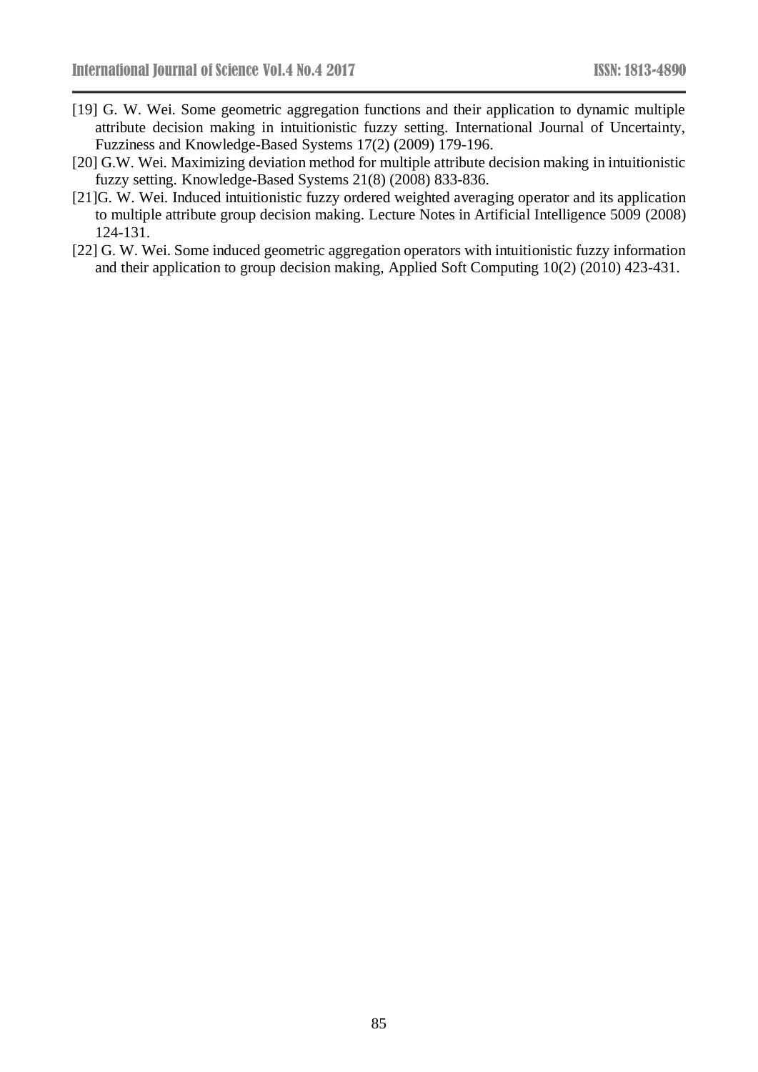[19] G. W. Wei. Some geometric aggregation functions and their application to dynamic multiple attribute decision making in intuitionistic fuzzy setting. International Journal of Uncertainty, Fuzziness and Knowledge-Based Systems 17(2) (2009) 179-196.

[20] G.W. Wei. Maximizing deviation method for multiple attribute decision making in intuitionistic fuzzy setting. Knowledge-Based Systems 21(8) (2008) 833-836.

[21]G. W. Wei. Induced intuitionistic fuzzy ordered weighted averaging operator and its application to multiple attribute group decision making. Lecture Notes in Artificial Intelligence 5009 (2008) 124-131.

[22] G. W. Wei. Some induced geometric aggregation operators with intuitionistic fuzzy information and their application to group decision making, Applied Soft Computing 10(2) (2010) 423-431.